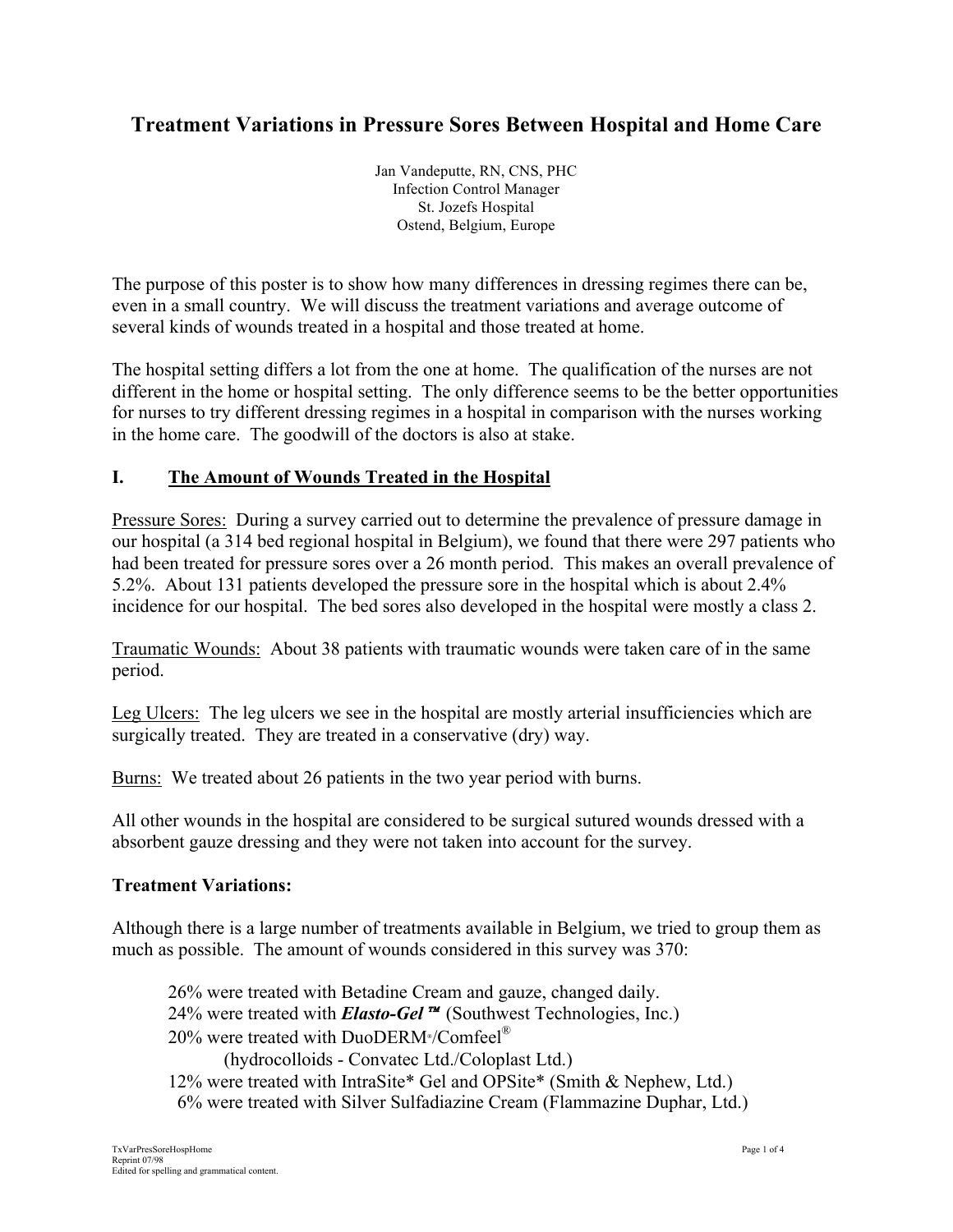# Treatment Variations in Pressure Sores Between Hospital and Home Care

Jan Vandeputte, RN, CNS, PHC
Infection Control Manager
St. Jozefs Hospital
Ostend, Belgium, Europe

The purpose of this poster is to show how many differences in dressing regimes there can be, even in a small country. We will discuss the treatment variations and average outcome of several kinds of wounds treated in a hospital and those treated at home.

The hospital setting differs a lot from the one at home. The qualification of the nurses are not different in the home or hospital setting. The only difference seems to be the better opportunities for nurses to try different dressing regimes in a hospital in comparison with the nurses working in the home care. The goodwill of the doctors is also at stake.

## I. <u>The Amount of Wounds Treated in the Hospital</u>

<u>Pressure Sores:</u> During a survey carried out to determine the prevalence of pressure damage in our hospital (a 314 bed regional hospital in Belgium), we found that there were 297 patients who had been treated for pressure sores over a 26 month period. This makes an overall prevalence of 5.2%. About 131 patients developed the pressure sore in the hospital which is about 2.4% incidence for our hospital. The bed sores also developed in the hospital were mostly a class 2.

<u>Traumatic Wounds:</u> About 38 patients with traumatic wounds were taken care of in the same period.

<u>Leg Ulcers:</u> The leg ulcers we see in the hospital are mostly arterial insufficiencies which are surgically treated. They are treated in a conservative (dry) way.

<u>Burns:</u> We treated about 26 patients in the two year period with burns.

All other wounds in the hospital are considered to be surgical sutured wounds dressed with a absorbent gauze dressing and they were not taken into account for the survey.

### Treatment Variations:

Although there is a large number of treatments available in Belgium, we tried to group them as much as possible. The amount of wounds considered in this survey was 370:

- 26% were treated with Betadine Cream and gauze, changed daily.
- 24% were treated with ***Elasto-Gel™*** (Southwest Technologies, Inc.)
- 20% were treated with DuoDERM®/Comfeel®
  (hydrocolloids - Convatec Ltd./Coloplast Ltd.)
- 12% were treated with IntraSite* Gel and OPSite* (Smith & Nephew, Ltd.)
- 6% were treated with Silver Sulfadiazine Cream (Flammazine Duphar, Ltd.)

TxVarPresSoreHospHome
Reprint 07/98
Edited for spelling and grammatical content.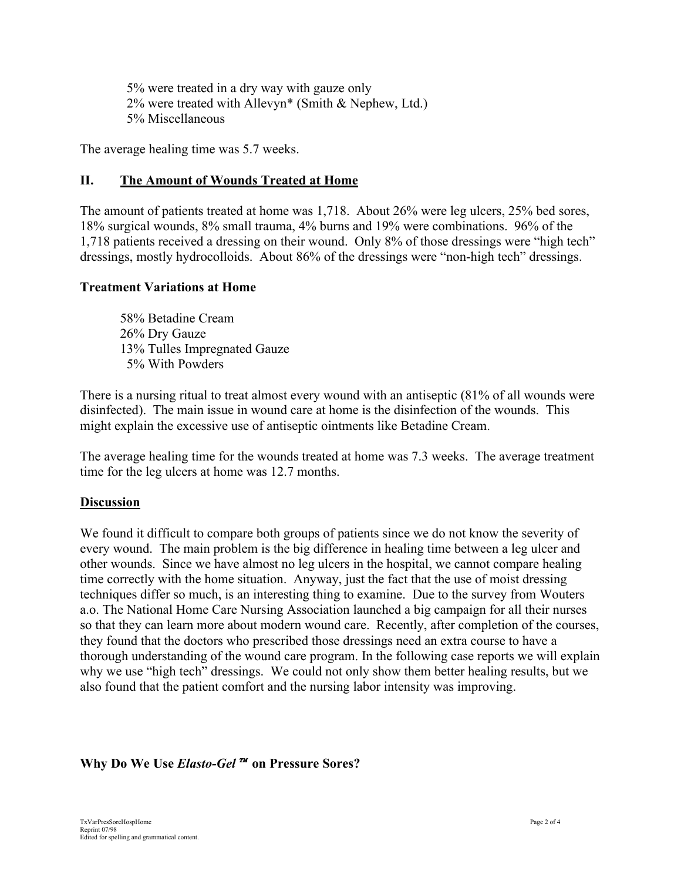5% were treated in a dry way with gauze only
2% were treated with Allevyn* (Smith & Nephew, Ltd.)
5% Miscellaneous

The average healing time was 5.7 weeks.

## II. The Amount of Wounds Treated at Home

The amount of patients treated at home was 1,718. About 26% were leg ulcers, 25% bed sores, 18% surgical wounds, 8% small trauma, 4% burns and 19% were combinations. 96% of the 1,718 patients received a dressing on their wound. Only 8% of those dressings were "high tech" dressings, mostly hydrocolloids. About 86% of the dressings were "non-high tech" dressings.

### Treatment Variations at Home

58% Betadine Cream
26% Dry Gauze
13% Tulles Impregnated Gauze
5% With Powders

There is a nursing ritual to treat almost every wound with an antiseptic (81% of all wounds were disinfected). The main issue in wound care at home is the disinfection of the wounds. This might explain the excessive use of antiseptic ointments like Betadine Cream.

The average healing time for the wounds treated at home was 7.3 weeks. The average treatment time for the leg ulcers at home was 12.7 months.

## Discussion

We found it difficult to compare both groups of patients since we do not know the severity of every wound. The main problem is the big difference in healing time between a leg ulcer and other wounds. Since we have almost no leg ulcers in the hospital, we cannot compare healing time correctly with the home situation. Anyway, just the fact that the use of moist dressing techniques differ so much, is an interesting thing to examine. Due to the survey from Wouters a.o. The National Home Care Nursing Association launched a big campaign for all their nurses so that they can learn more about modern wound care. Recently, after completion of the courses, they found that the doctors who prescribed those dressings need an extra course to have a thorough understanding of the wound care program. In the following case reports we will explain why we use "high tech" dressings. We could not only show them better healing results, but we also found that the patient comfort and the nursing labor intensity was improving.

### Why Do We Use *Elasto-Gel*™ on Pressure Sores?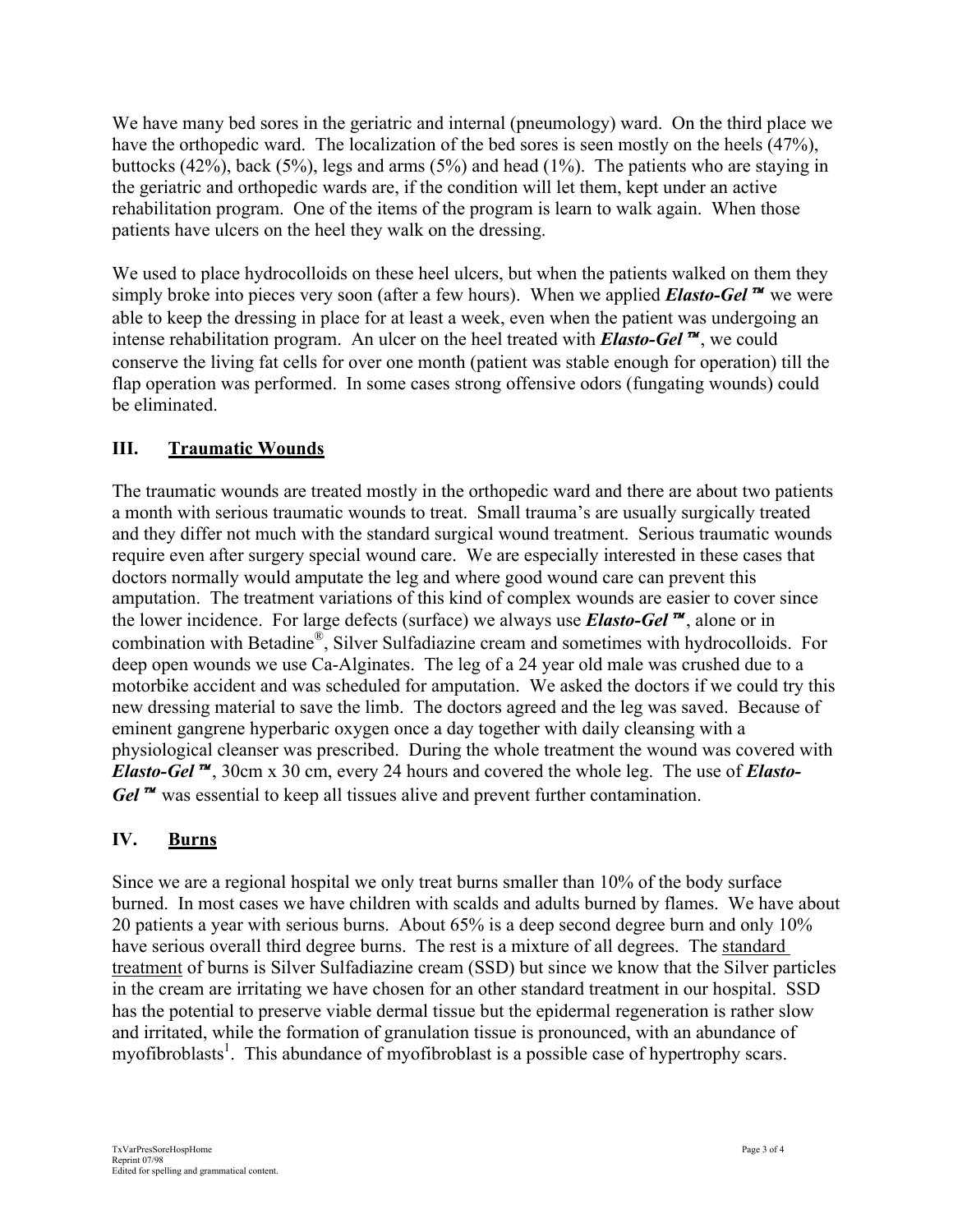We have many bed sores in the geriatric and internal (pneumology) ward. On the third place we have the orthopedic ward. The localization of the bed sores is seen mostly on the heels (47%), buttocks (42%), back (5%), legs and arms (5%) and head (1%). The patients who are staying in the geriatric and orthopedic wards are, if the condition will let them, kept under an active rehabilitation program. One of the items of the program is learn to walk again. When those patients have ulcers on the heel they walk on the dressing.

We used to place hydrocolloids on these heel ulcers, but when the patients walked on them they simply broke into pieces very soon (after a few hours). When we applied ***Elasto-Gel™*** we were able to keep the dressing in place for at least a week, even when the patient was undergoing an intense rehabilitation program. An ulcer on the heel treated with ***Elasto-Gel™***, we could conserve the living fat cells for over one month (patient was stable enough for operation) till the flap operation was performed. In some cases strong offensive odors (fungating wounds) could be eliminated.

## III. Traumatic Wounds

The traumatic wounds are treated mostly in the orthopedic ward and there are about two patients a month with serious traumatic wounds to treat. Small trauma's are usually surgically treated and they differ not much with the standard surgical wound treatment. Serious traumatic wounds require even after surgery special wound care. We are especially interested in these cases that doctors normally would amputate the leg and where good wound care can prevent this amputation. The treatment variations of this kind of complex wounds are easier to cover since the lower incidence. For large defects (surface) we always use ***Elasto-Gel™***, alone or in combination with Betadine®, Silver Sulfadiazine cream and sometimes with hydrocolloids. For deep open wounds we use Ca-Alginates. The leg of a 24 year old male was crushed due to a motorbike accident and was scheduled for amputation. We asked the doctors if we could try this new dressing material to save the limb. The doctors agreed and the leg was saved. Because of eminent gangrene hyperbaric oxygen once a day together with daily cleansing with a physiological cleanser was prescribed. During the whole treatment the wound was covered with ***Elasto-Gel™***, 30cm x 30 cm, every 24 hours and covered the whole leg. The use of ***Elasto-Gel™*** was essential to keep all tissues alive and prevent further contamination.

## IV. Burns

Since we are a regional hospital we only treat burns smaller than 10% of the body surface burned. In most cases we have children with scalds and adults burned by flames. We have about 20 patients a year with serious burns. About 65% is a deep second degree burn and only 10% have serious overall third degree burns. The rest is a mixture of all degrees. The standard treatment of burns is Silver Sulfadiazine cream (SSD) but since we know that the Silver particles in the cream are irritating we have chosen for an other standard treatment in our hospital. SSD has the potential to preserve viable dermal tissue but the epidermal regeneration is rather slow and irritated, while the formation of granulation tissue is pronounced, with an abundance of myofibroblasts[1]. This abundance of myofibroblast is a possible case of hypertrophy scars.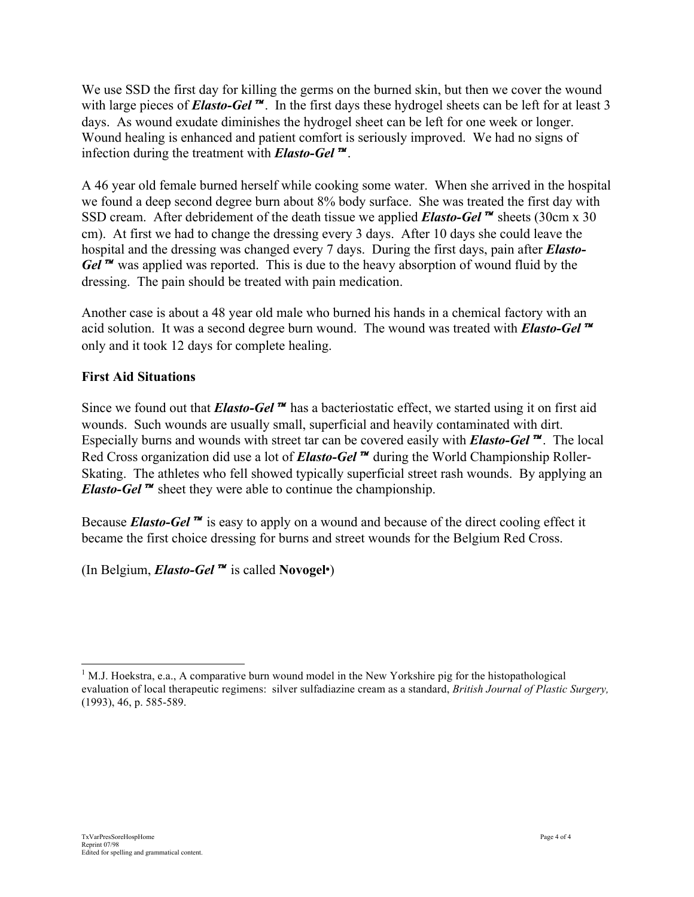We use SSD the first day for killing the germs on the burned skin, but then we cover the wound with large pieces of ***Elasto-Gel™***. In the first days these hydrogel sheets can be left for at least 3 days. As wound exudate diminishes the hydrogel sheet can be left for one week or longer. Wound healing is enhanced and patient comfort is seriously improved. We had no signs of infection during the treatment with ***Elasto-Gel™***.

A 46 year old female burned herself while cooking some water. When she arrived in the hospital we found a deep second degree burn about 8% body surface. She was treated the first day with SSD cream. After debridement of the death tissue we applied ***Elasto-Gel™*** sheets (30cm x 30 cm). At first we had to change the dressing every 3 days. After 10 days she could leave the hospital and the dressing was changed every 7 days. During the first days, pain after ***Elasto-Gel™*** was applied was reported. This is due to the heavy absorption of wound fluid by the dressing. The pain should be treated with pain medication.

Another case is about a 48 year old male who burned his hands in a chemical factory with an acid solution. It was a second degree burn wound. The wound was treated with ***Elasto-Gel™*** only and it took 12 days for complete healing.

**First Aid Situations**

Since we found out that ***Elasto-Gel™*** has a bacteriostatic effect, we started using it on first aid wounds. Such wounds are usually small, superficial and heavily contaminated with dirt. Especially burns and wounds with street tar can be covered easily with ***Elasto-Gel™***. The local Red Cross organization did use a lot of ***Elasto-Gel™*** during the World Championship Roller-Skating. The athletes who fell showed typically superficial street rash wounds. By applying an ***Elasto-Gel™*** sheet they were able to continue the championship.

Because ***Elasto-Gel™*** is easy to apply on a wound and because of the direct cooling effect it became the first choice dressing for burns and street wounds for the Belgium Red Cross.

(In Belgium, ***Elasto-Gel™*** is called **Novogel•**)

---

[1] M.J. Hoekstra, e.a., A comparative burn wound model in the New Yorkshire pig for the histopathological evaluation of local therapeutic regimens: silver sulfadiazine cream as a standard, *British Journal of Plastic Surgery,* (1993), 46, p. 585-589.

TxVarPresSoreHospHome
Reprint 07/98
Edited for spelling and grammatical content.